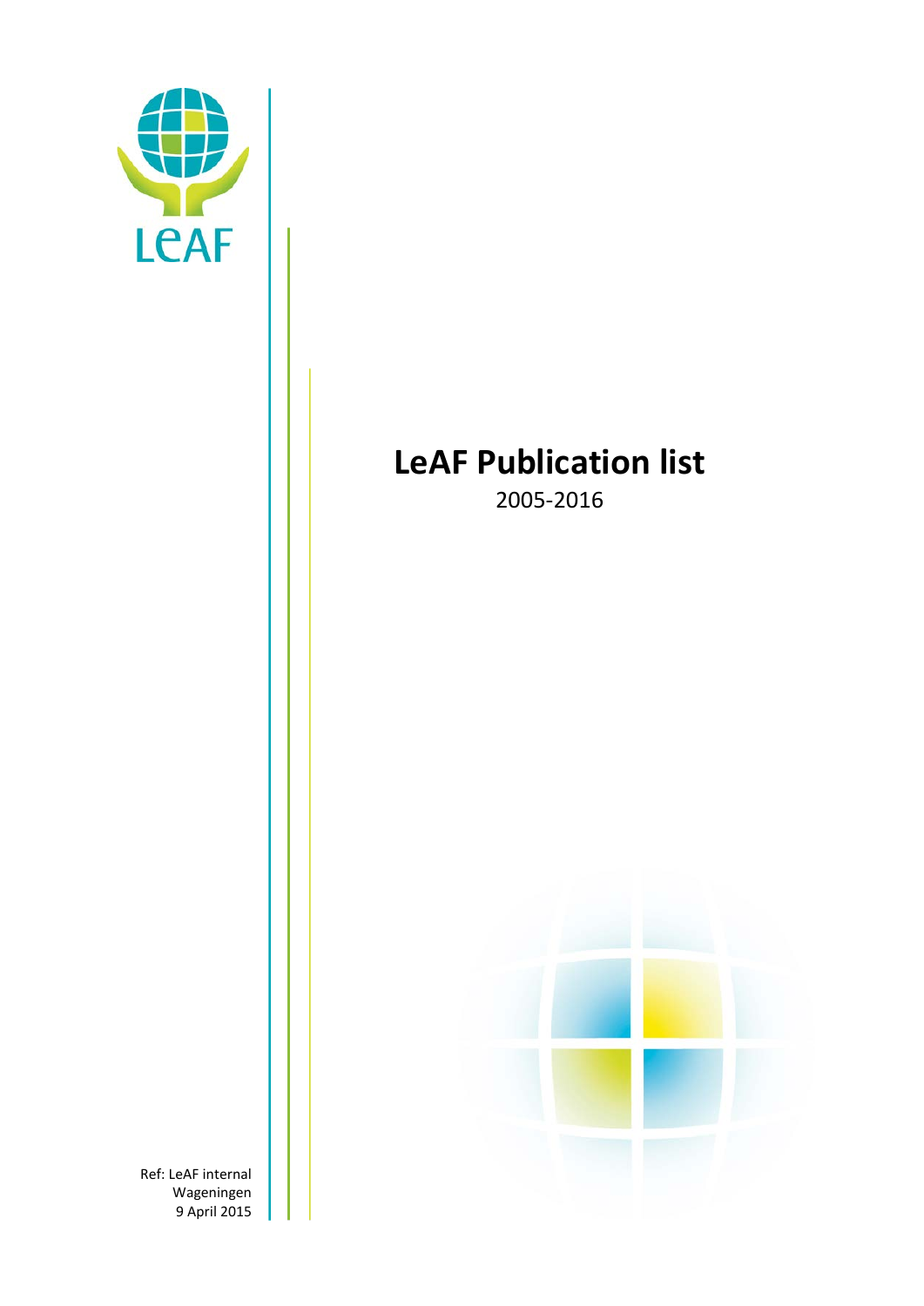LeAF

# LeAF Publication list

2005-2016

Ref: LeAF internal
Wageningen
9 April 2015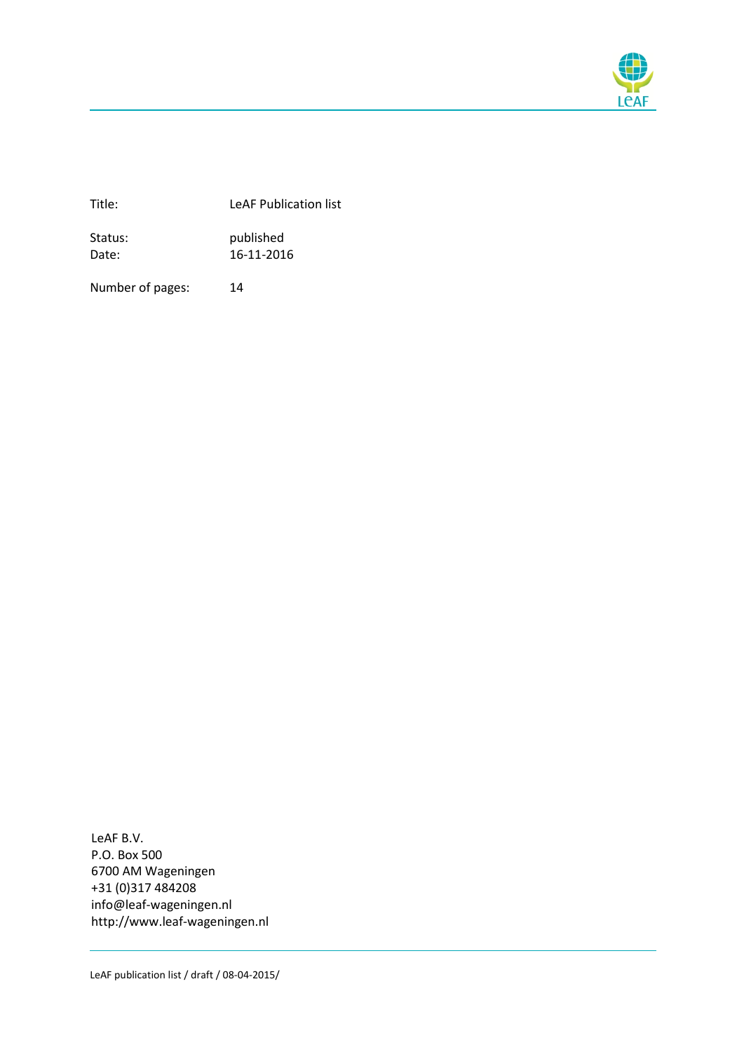| | |
|---|---|
| Title: | LeAF Publication list |
| Status: | published |
| Date: | 16-11-2016 |
| Number of pages: | 14 |

LeAF B.V.
P.O. Box 500
6700 AM Wageningen
+31 (0)317 484208
info@leaf-wageningen.nl
http://www.leaf-wageningen.nl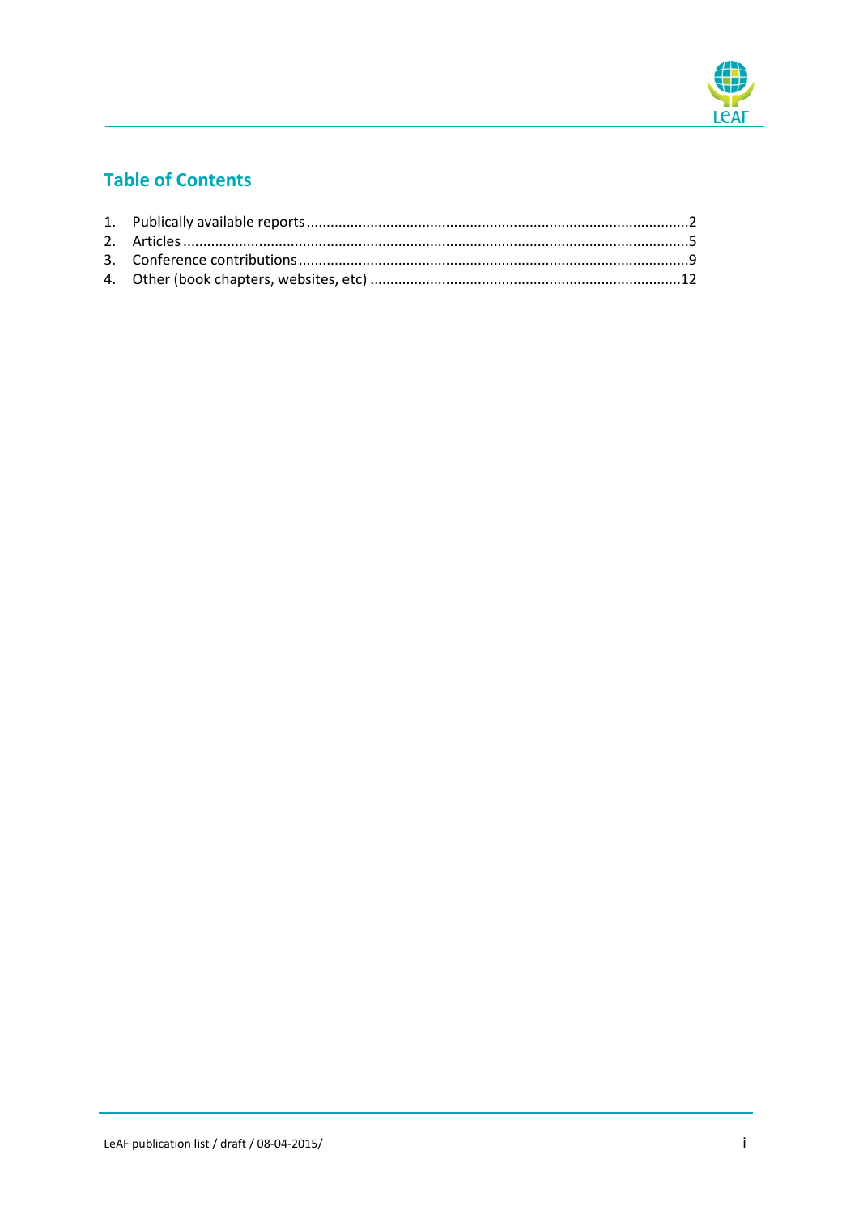## Table of Contents

1. Publically available reports ........................................................................................... 2
2. Articles ........................................................................................................................... 5
3. Conference contributions ................................................................................................ 9
4. Other (book chapters, websites, etc) ............................................................................. 12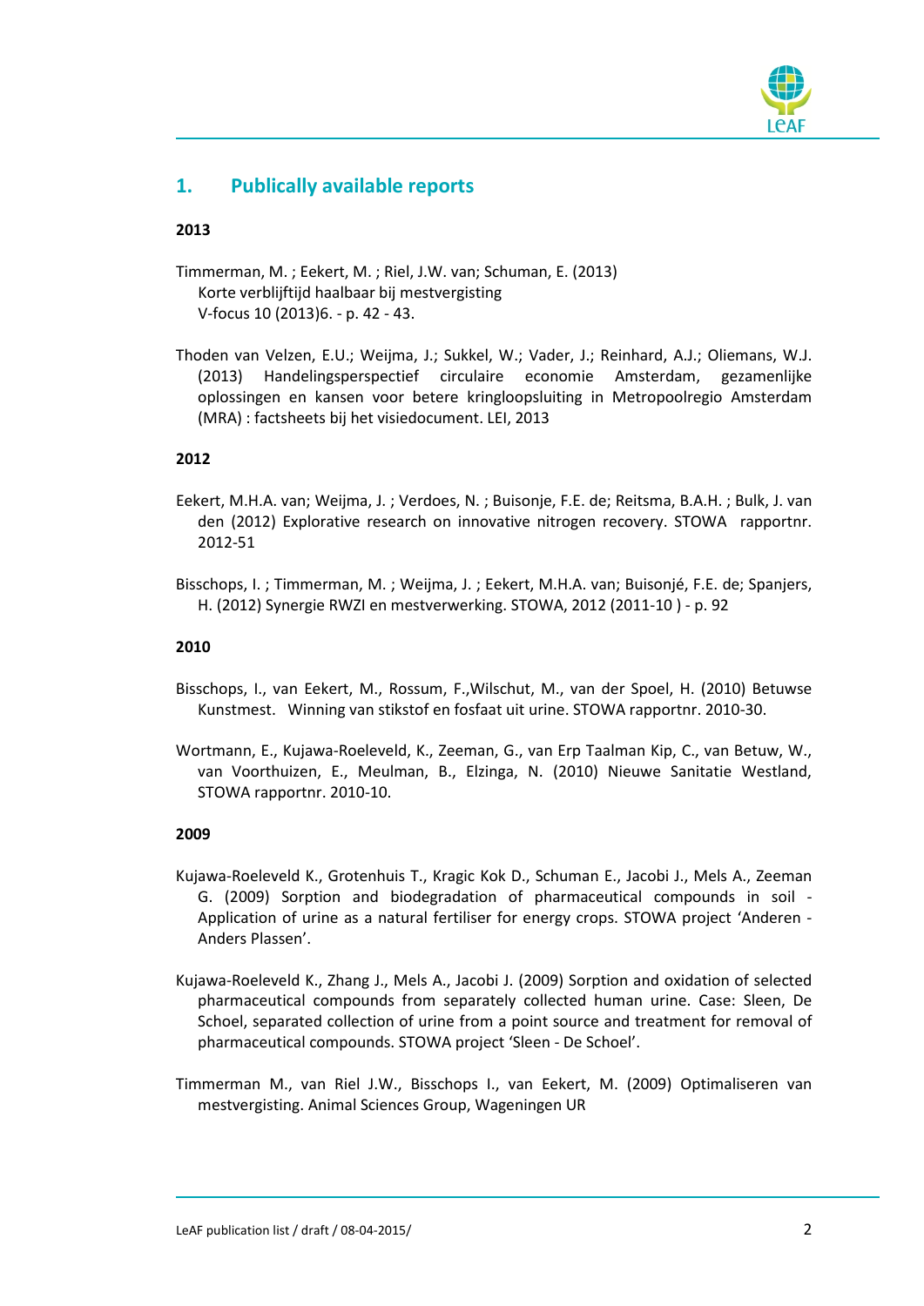## 1. Publically available reports

**2013**

Timmerman, M. ; Eekert, M. ; Riel, J.W. van; Schuman, E. (2013)
Korte verblijftijd haalbaar bij mestvergisting
V-focus 10 (2013)6. - p. 42 - 43.

Thoden van Velzen, E.U.; Weijma, J.; Sukkel, W.; Vader, J.; Reinhard, A.J.; Oliemans, W.J. (2013) Handelingsperspectief circulaire economie Amsterdam, gezamenlijke oplossingen en kansen voor betere kringloopsluiting in Metropoolregio Amsterdam (MRA) : factsheets bij het visiedocument. LEI, 2013

**2012**

Eekert, M.H.A. van; Weijma, J. ; Verdoes, N. ; Buisonje, F.E. de; Reitsma, B.A.H. ; Bulk, J. van den (2012) Explorative research on innovative nitrogen recovery. STOWA rapportnr. 2012-51

Bisschops, I. ; Timmerman, M. ; Weijma, J. ; Eekert, M.H.A. van; Buisonjé, F.E. de; Spanjers, H. (2012) Synergie RWZI en mestverwerking. STOWA, 2012 (2011-10 ) - p. 92

**2010**

Bisschops, I., van Eekert, M., Rossum, F.,Wilschut, M., van der Spoel, H. (2010) Betuwse Kunstmest. Winning van stikstof en fosfaat uit urine. STOWA rapportnr. 2010-30.

Wortmann, E., Kujawa-Roeleveld, K., Zeeman, G., van Erp Taalman Kip, C., van Betuw, W., van Voorthuizen, E., Meulman, B., Elzinga, N. (2010) Nieuwe Sanitatie Westland, STOWA rapportnr. 2010-10.

**2009**

Kujawa-Roeleveld K., Grotenhuis T., Kragic Kok D., Schuman E., Jacobi J., Mels A., Zeeman G. (2009) Sorption and biodegradation of pharmaceutical compounds in soil - Application of urine as a natural fertiliser for energy crops. STOWA project 'Anderen - Anders Plassen'.

Kujawa-Roeleveld K., Zhang J., Mels A., Jacobi J. (2009) Sorption and oxidation of selected pharmaceutical compounds from separately collected human urine. Case: Sleen, De Schoel, separated collection of urine from a point source and treatment for removal of pharmaceutical compounds. STOWA project 'Sleen - De Schoel'.

Timmerman M., van Riel J.W., Bisschops I., van Eekert, M. (2009) Optimaliseren van mestvergisting. Animal Sciences Group, Wageningen UR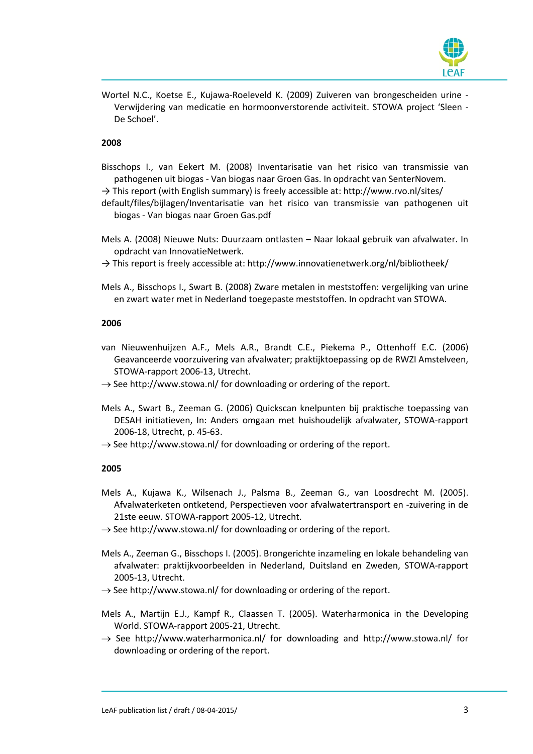Wortel N.C., Koetse E., Kujawa-Roeleveld K. (2009) Zuiveren van brongescheiden urine - Verwijdering van medicatie en hormoonverstorende activiteit. STOWA project 'Sleen - De Schoel'.

**2008**

Bisschops I., van Eekert M. (2008) Inventarisatie van het risico van transmissie van pathogenen uit biogas - Van biogas naar Groen Gas. In opdracht van SenterNovem.
→ This report (with English summary) is freely accessible at: http://www.rvo.nl/sites/default/files/bijlagen/Inventarisatie van het risico van transmissie van pathogenen uit biogas - Van biogas naar Groen Gas.pdf

Mels A. (2008) Nieuwe Nuts: Duurzaam ontlasten – Naar lokaal gebruik van afvalwater. In opdracht van InnovatieNetwerk.
→ This report is freely accessible at: http://www.innovatienetwerk.org/nl/bibliotheek/

Mels A., Bisschops I., Swart B. (2008) Zware metalen in meststoffen: vergelijking van urine en zwart water met in Nederland toegepaste meststoffen. In opdracht van STOWA.

**2006**

van Nieuwenhuijzen A.F., Mels A.R., Brandt C.E., Piekema P., Ottenhoff E.C. (2006) Geavanceerde voorzuivering van afvalwater; praktijktoepassing op de RWZI Amstelveen, STOWA-rapport 2006-13, Utrecht.
→ See http://www.stowa.nl/ for downloading or ordering of the report.

Mels A., Swart B., Zeeman G. (2006) Quickscan knelpunten bij praktische toepassing van DESAH initiatieven, In: Anders omgaan met huishoudelijk afvalwater, STOWA-rapport 2006-18, Utrecht, p. 45-63.
→ See http://www.stowa.nl/ for downloading or ordering of the report.

**2005**

Mels A., Kujawa K., Wilsenach J., Palsma B., Zeeman G., van Loosdrecht M. (2005). Afvalwaterketen ontketend, Perspectieven voor afvalwatertransport en -zuivering in de 21ste eeuw. STOWA-rapport 2005-12, Utrecht.
→ See http://www.stowa.nl/ for downloading or ordering of the report.

Mels A., Zeeman G., Bisschops I. (2005). Brongerichte inzameling en lokale behandeling van afvalwater: praktijkvoorbeelden in Nederland, Duitsland en Zweden, STOWA-rapport 2005-13, Utrecht.
→ See http://www.stowa.nl/ for downloading or ordering of the report.

Mels A., Martijn E.J., Kampf R., Claassen T. (2005). Waterharmonica in the Developing World. STOWA-rapport 2005-21, Utrecht.
→ See http://www.waterharmonica.nl/ for downloading and http://www.stowa.nl/ for downloading or ordering of the report.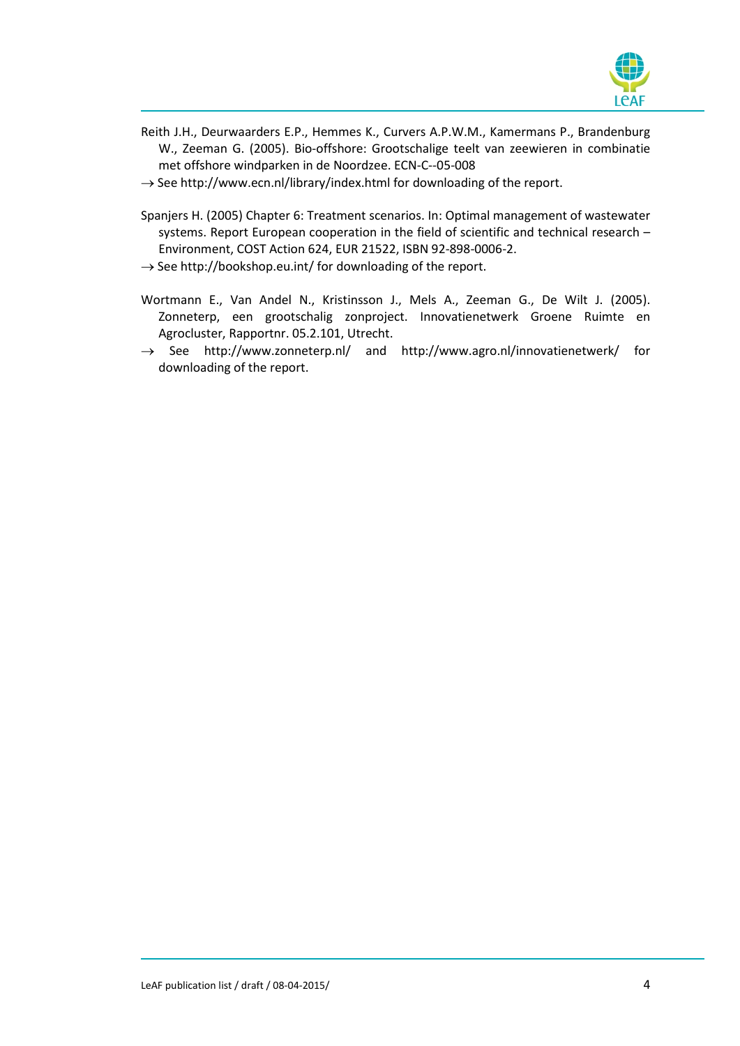Reith J.H., Deurwaarders E.P., Hemmes K., Curvers A.P.W.M., Kamermans P., Brandenburg W., Zeeman G. (2005). Bio-offshore: Grootschalige teelt van zeewieren in combinatie met offshore windparken in de Noordzee. ECN-C--05-008

→ See http://www.ecn.nl/library/index.html for downloading of the report.

Spanjers H. (2005) Chapter 6: Treatment scenarios. In: Optimal management of wastewater systems. Report European cooperation in the field of scientific and technical research – Environment, COST Action 624, EUR 21522, ISBN 92-898-0006-2.

→ See http://bookshop.eu.int/ for downloading of the report.

Wortmann E., Van Andel N., Kristinsson J., Mels A., Zeeman G., De Wilt J. (2005). Zonneterp, een grootschalig zonproject. Innovatienetwerk Groene Ruimte en Agrocluster, Rapportnr. 05.2.101, Utrecht.

→ See http://www.zonneterp.nl/ and http://www.agro.nl/innovatienetwerk/ for downloading of the report.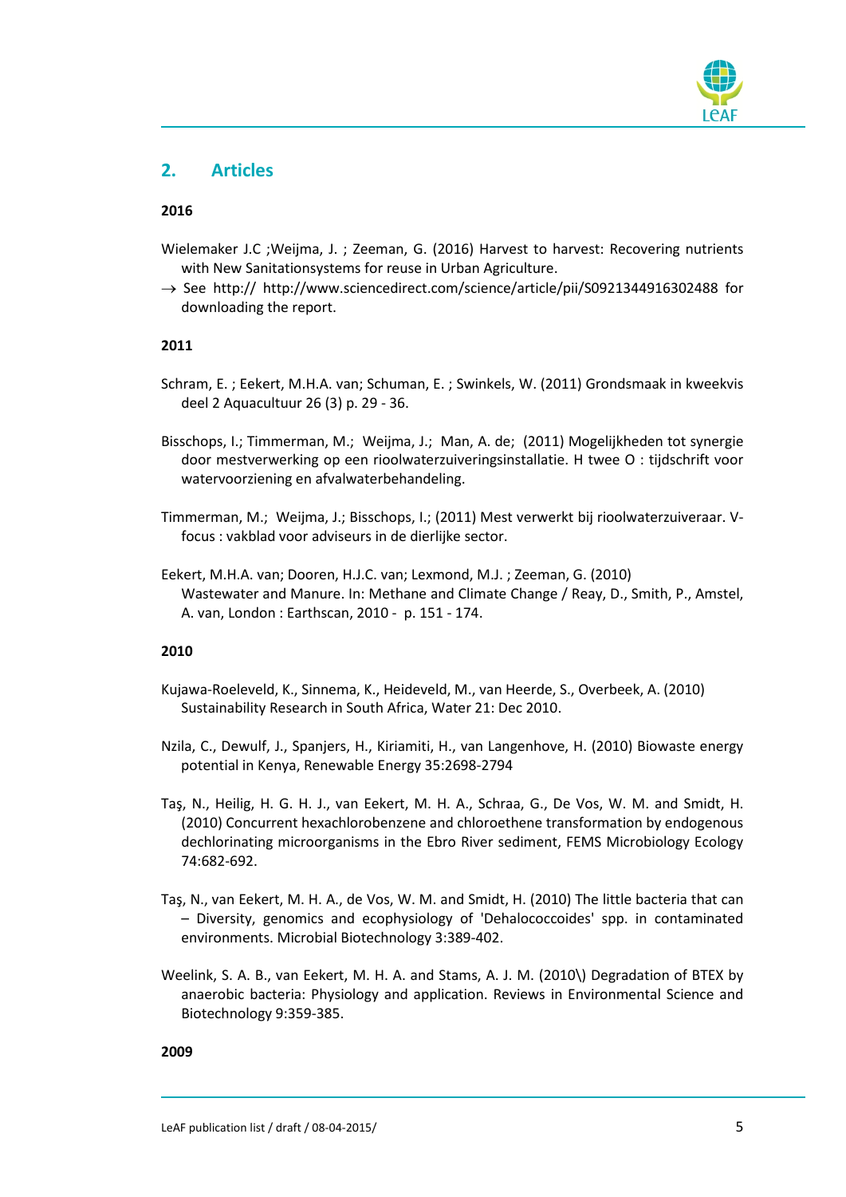## 2. Articles

**2016**

Wielemaker J.C ;Weijma, J. ; Zeeman, G. (2016) Harvest to harvest: Recovering nutrients with New Sanitationsystems for reuse in Urban Agriculture.

→ See http:// http://www.sciencedirect.com/science/article/pii/S0921344916302488 for downloading the report.

**2011**

Schram, E. ; Eekert, M.H.A. van; Schuman, E. ; Swinkels, W. (2011) Grondsmaak in kweekvis deel 2 Aquacultuur 26 (3) p. 29 - 36.

Bisschops, I.; Timmerman, M.; Weijma, J.; Man, A. de; (2011) Mogelijkheden tot synergie door mestverwerking op een rioolwaterzuiveringsinstallatie. H twee O : tijdschrift voor watervoorziening en afvalwaterbehandeling.

Timmerman, M.; Weijma, J.; Bisschops, I.; (2011) Mest verwerkt bij rioolwaterzuiveraar. V-focus : vakblad voor adviseurs in de dierlijke sector.

Eekert, M.H.A. van; Dooren, H.J.C. van; Lexmond, M.J. ; Zeeman, G. (2010) Wastewater and Manure. In: Methane and Climate Change / Reay, D., Smith, P., Amstel, A. van, London : Earthscan, 2010 - p. 151 - 174.

**2010**

Kujawa-Roeleveld, K., Sinnema, K., Heideveld, M., van Heerde, S., Overbeek, A. (2010) Sustainability Research in South Africa, Water 21: Dec 2010.

Nzila, C., Dewulf, J., Spanjers, H., Kiriamiti, H., van Langenhove, H. (2010) Biowaste energy potential in Kenya, Renewable Energy 35:2698-2794

Taş, N., Heilig, H. G. H. J., van Eekert, M. H. A., Schraa, G., De Vos, W. M. and Smidt, H. (2010) Concurrent hexachlorobenzene and chloroethene transformation by endogenous dechlorinating microorganisms in the Ebro River sediment, FEMS Microbiology Ecology 74:682-692.

Taş, N., van Eekert, M. H. A., de Vos, W. M. and Smidt, H. (2010) The little bacteria that can – Diversity, genomics and ecophysiology of 'Dehalococcoides' spp. in contaminated environments. Microbial Biotechnology 3:389-402.

Weelink, S. A. B., van Eekert, M. H. A. and Stams, A. J. M. (2010\) Degradation of BTEX by anaerobic bacteria: Physiology and application. Reviews in Environmental Science and Biotechnology 9:359-385.

**2009**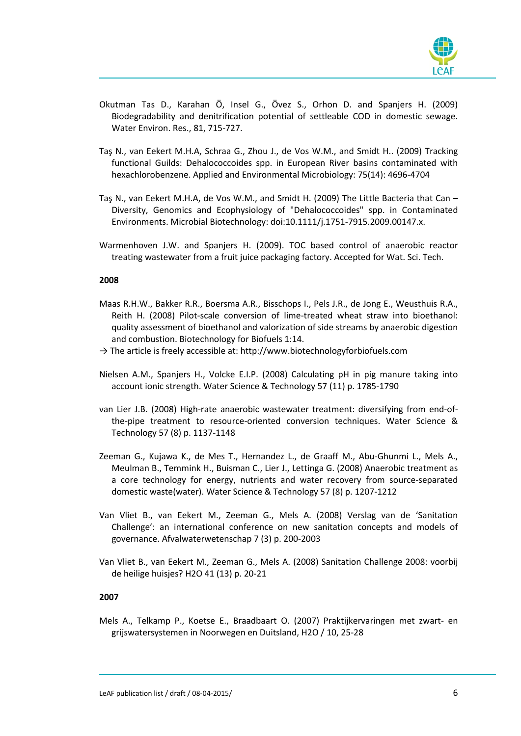Okutman Tas D., Karahan Ö, Insel G., Övez S., Orhon D. and Spanjers H. (2009) Biodegradability and denitrification potential of settleable COD in domestic sewage. Water Environ. Res., 81, 715-727.

Taş N., van Eekert M.H.A, Schraa G., Zhou J., de Vos W.M., and Smidt H.. (2009) Tracking functional Guilds: Dehalococcoides spp. in European River basins contaminated with hexachlorobenzene. Applied and Environmental Microbiology: 75(14): 4696-4704

Taş N., van Eekert M.H.A, de Vos W.M., and Smidt H. (2009) The Little Bacteria that Can – Diversity, Genomics and Ecophysiology of "Dehalococcoides" spp. in Contaminated Environments. Microbial Biotechnology: doi:10.1111/j.1751-7915.2009.00147.x.

Warmenhoven J.W. and Spanjers H. (2009). TOC based control of anaerobic reactor treating wastewater from a fruit juice packaging factory. Accepted for Wat. Sci. Tech.

**2008**

Maas R.H.W., Bakker R.R., Boersma A.R., Bisschops I., Pels J.R., de Jong E., Weusthuis R.A., Reith H. (2008) Pilot-scale conversion of lime-treated wheat straw into bioethanol: quality assessment of bioethanol and valorization of side streams by anaerobic digestion and combustion. Biotechnology for Biofuels 1:14.
→ The article is freely accessible at: http://www.biotechnologyforbiofuels.com

Nielsen A.M., Spanjers H., Volcke E.I.P. (2008) Calculating pH in pig manure taking into account ionic strength. Water Science & Technology 57 (11) p. 1785-1790

van Lier J.B. (2008) High-rate anaerobic wastewater treatment: diversifying from end-of-the-pipe treatment to resource-oriented conversion techniques. Water Science & Technology 57 (8) p. 1137-1148

Zeeman G., Kujawa K., de Mes T., Hernandez L., de Graaff M., Abu-Ghunmi L., Mels A., Meulman B., Temmink H., Buisman C., Lier J., Lettinga G. (2008) Anaerobic treatment as a core technology for energy, nutrients and water recovery from source-separated domestic waste(water). Water Science & Technology 57 (8) p. 1207-1212

Van Vliet B., van Eekert M., Zeeman G., Mels A. (2008) Verslag van de 'Sanitation Challenge': an international conference on new sanitation concepts and models of governance. Afvalwaterwetenschap 7 (3) p. 200-2003

Van Vliet B., van Eekert M., Zeeman G., Mels A. (2008) Sanitation Challenge 2008: voorbij de heilige huisjes? H2O 41 (13) p. 20-21

**2007**

Mels A., Telkamp P., Koetse E., Braadbaart O. (2007) Praktijkervaringen met zwart- en grijswatersystemen in Noorwegen en Duitsland, H2O / 10, 25-28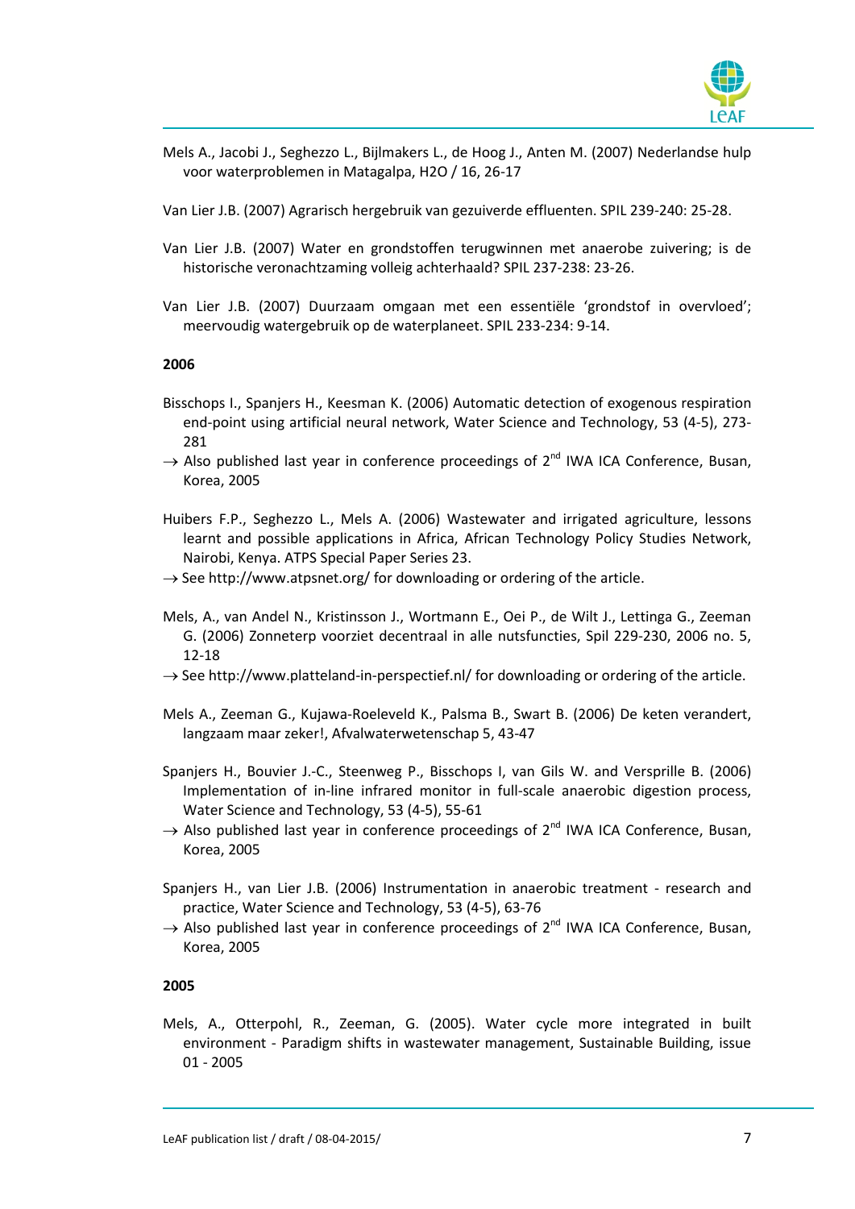Mels A., Jacobi J., Seghezzo L., Bijlmakers L., de Hoog J., Anten M. (2007) Nederlandse hulp voor waterproblemen in Matagalpa, H2O / 16, 26-17

Van Lier J.B. (2007) Agrarisch hergebruik van gezuiverde effluenten. SPIL 239-240: 25-28.

Van Lier J.B. (2007) Water en grondstoffen terugwinnen met anaerobe zuivering; is de historische veronachtzaming volleig achterhaald? SPIL 237-238: 23-26.

Van Lier J.B. (2007) Duurzaam omgaan met een essentiële 'grondstof in overvloed'; meervoudig watergebruik op de waterplaneet. SPIL 233-234: 9-14.

**2006**

Bisschops I., Spanjers H., Keesman K. (2006) Automatic detection of exogenous respiration end-point using artificial neural network, Water Science and Technology, 53 (4-5), 273-281
→ Also published last year in conference proceedings of 2nd IWA ICA Conference, Busan, Korea, 2005

Huibers F.P., Seghezzo L., Mels A. (2006) Wastewater and irrigated agriculture, lessons learnt and possible applications in Africa, African Technology Policy Studies Network, Nairobi, Kenya. ATPS Special Paper Series 23.
→ See http://www.atpsnet.org/ for downloading or ordering of the article.

Mels, A., van Andel N., Kristinsson J., Wortmann E., Oei P., de Wilt J., Lettinga G., Zeeman G. (2006) Zonneterp voorziet decentraal in alle nutsfuncties, Spil 229-230, 2006 no. 5, 12-18
→ See http://www.platteland-in-perspectief.nl/ for downloading or ordering of the article.

Mels A., Zeeman G., Kujawa-Roeleveld K., Palsma B., Swart B. (2006) De keten verandert, langzaam maar zeker!, Afvalwaterwetenschap 5, 43-47

Spanjers H., Bouvier J.-C., Steenweg P., Bisschops I, van Gils W. and Versprille B. (2006) Implementation of in-line infrared monitor in full-scale anaerobic digestion process, Water Science and Technology, 53 (4-5), 55-61
→ Also published last year in conference proceedings of 2nd IWA ICA Conference, Busan, Korea, 2005

Spanjers H., van Lier J.B. (2006) Instrumentation in anaerobic treatment - research and practice, Water Science and Technology, 53 (4-5), 63-76
→ Also published last year in conference proceedings of 2nd IWA ICA Conference, Busan, Korea, 2005

**2005**

Mels, A., Otterpohl, R., Zeeman, G. (2005). Water cycle more integrated in built environment - Paradigm shifts in wastewater management, Sustainable Building, issue 01 - 2005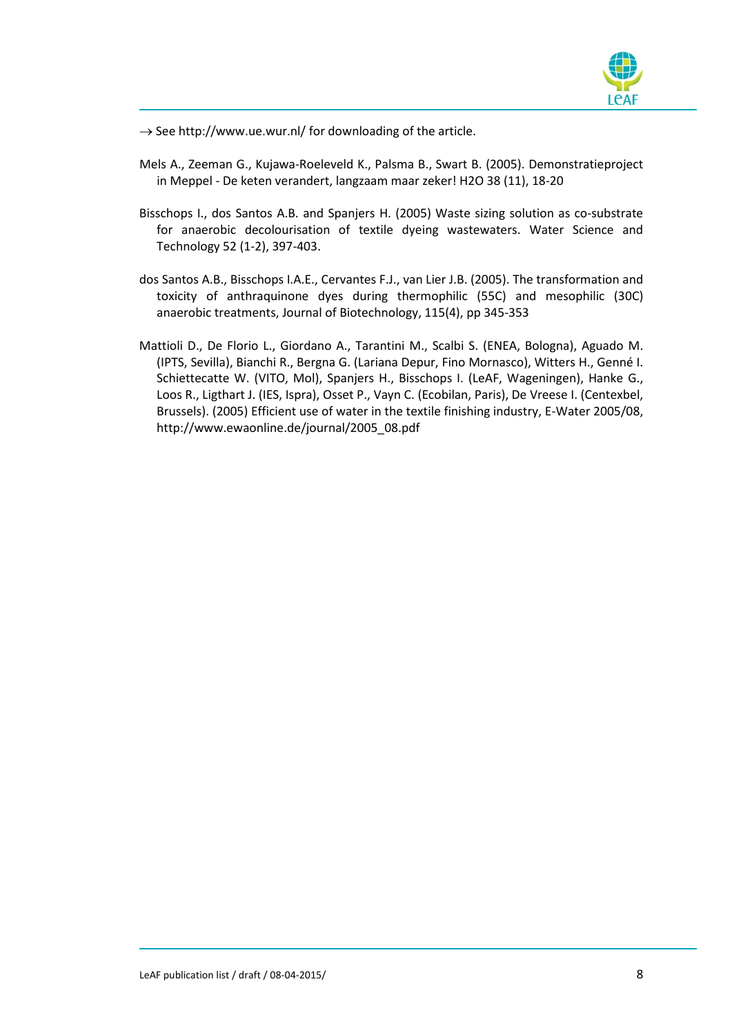→ See http://www.ue.wur.nl/ for downloading of the article.

Mels A., Zeeman G., Kujawa-Roeleveld K., Palsma B., Swart B. (2005). Demonstratieproject in Meppel - De keten verandert, langzaam maar zeker! H2O 38 (11), 18-20

Bisschops I., dos Santos A.B. and Spanjers H. (2005) Waste sizing solution as co-substrate for anaerobic decolourisation of textile dyeing wastewaters. Water Science and Technology 52 (1-2), 397-403.

dos Santos A.B., Bisschops I.A.E., Cervantes F.J., van Lier J.B. (2005). The transformation and toxicity of anthraquinone dyes during thermophilic (55C) and mesophilic (30C) anaerobic treatments, Journal of Biotechnology, 115(4), pp 345-353

Mattioli D., De Florio L., Giordano A., Tarantini M., Scalbi S. (ENEA, Bologna), Aguado M. (IPTS, Sevilla), Bianchi R., Bergna G. (Lariana Depur, Fino Mornasco), Witters H., Genné I. Schiettecatte W. (VITO, Mol), Spanjers H., Bisschops I. (LeAF, Wageningen), Hanke G., Loos R., Ligthart J. (IES, Ispra), Osset P., Vayn C. (Ecobilan, Paris), De Vreese I. (Centexbel, Brussels). (2005) Efficient use of water in the textile finishing industry, E-Water 2005/08, http://www.ewaonline.de/journal/2005_08.pdf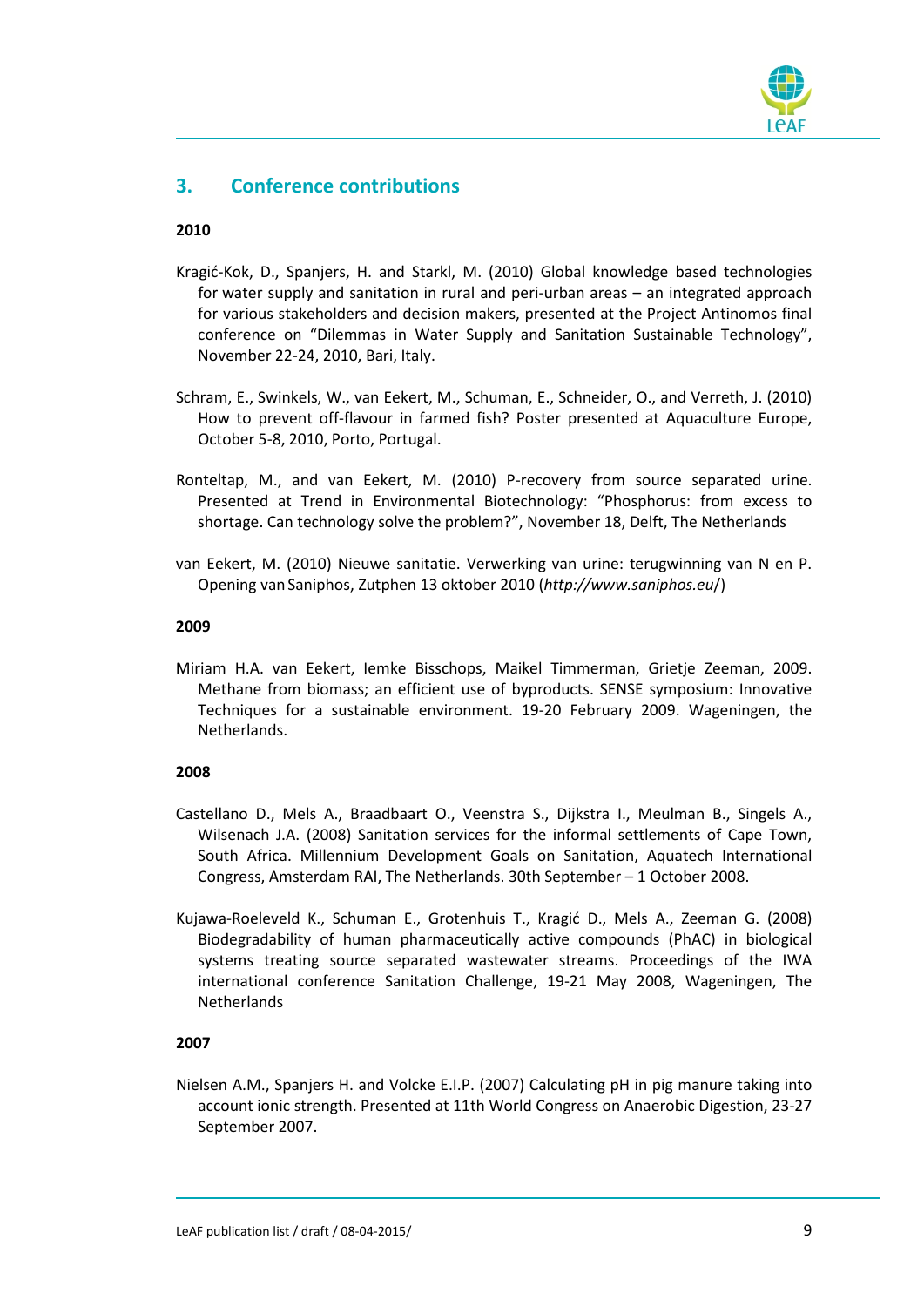## 3. Conference contributions

**2010**

Kragić-Kok, D., Spanjers, H. and Starkl, M. (2010) Global knowledge based technologies for water supply and sanitation in rural and peri-urban areas – an integrated approach for various stakeholders and decision makers, presented at the Project Antinomos final conference on "Dilemmas in Water Supply and Sanitation Sustainable Technology", November 22-24, 2010, Bari, Italy.

Schram, E., Swinkels, W., van Eekert, M., Schuman, E., Schneider, O., and Verreth, J. (2010) How to prevent off-flavour in farmed fish? Poster presented at Aquaculture Europe, October 5-8, 2010, Porto, Portugal.

Ronteltap, M., and van Eekert, M. (2010) P-recovery from source separated urine. Presented at Trend in Environmental Biotechnology: "Phosphorus: from excess to shortage. Can technology solve the problem?", November 18, Delft, The Netherlands

van Eekert, M. (2010) Nieuwe sanitatie. Verwerking van urine: terugwinning van N en P. Opening van Saniphos, Zutphen 13 oktober 2010 (*http://www.saniphos.eu/*)

**2009**

Miriam H.A. van Eekert, Iemke Bisschops, Maikel Timmerman, Grietje Zeeman, 2009. Methane from biomass; an efficient use of byproducts. SENSE symposium: Innovative Techniques for a sustainable environment. 19-20 February 2009. Wageningen, the Netherlands.

**2008**

Castellano D., Mels A., Braadbaart O., Veenstra S., Dijkstra I., Meulman B., Singels A., Wilsenach J.A. (2008) Sanitation services for the informal settlements of Cape Town, South Africa. Millennium Development Goals on Sanitation, Aquatech International Congress, Amsterdam RAI, The Netherlands. 30th September – 1 October 2008.

Kujawa-Roeleveld K., Schuman E., Grotenhuis T., Kragić D., Mels A., Zeeman G. (2008) Biodegradability of human pharmaceutically active compounds (PhAC) in biological systems treating source separated wastewater streams. Proceedings of the IWA international conference Sanitation Challenge, 19-21 May 2008, Wageningen, The Netherlands

**2007**

Nielsen A.M., Spanjers H. and Volcke E.I.P. (2007) Calculating pH in pig manure taking into account ionic strength. Presented at 11th World Congress on Anaerobic Digestion, 23-27 September 2007.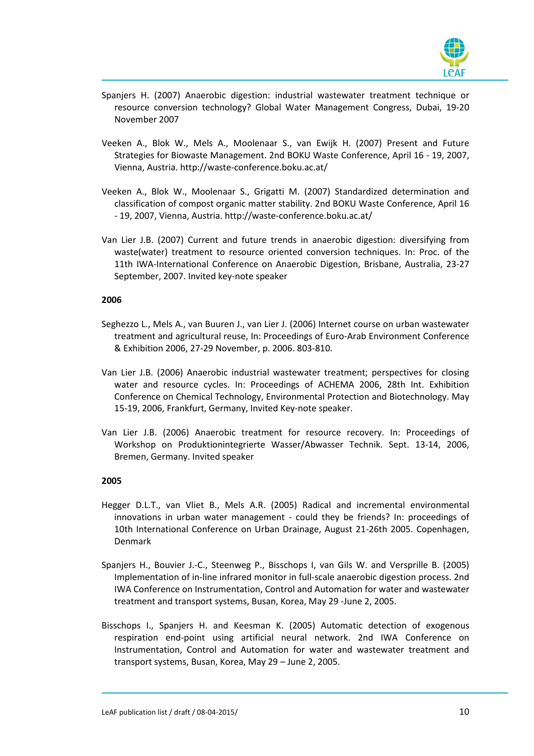Spanjers H. (2007) Anaerobic digestion: industrial wastewater treatment technique or resource conversion technology? Global Water Management Congress, Dubai, 19-20 November 2007

Veeken A., Blok W., Mels A., Moolenaar S., van Ewijk H. (2007) Present and Future Strategies for Biowaste Management. 2nd BOKU Waste Conference, April 16 - 19, 2007, Vienna, Austria. http://waste-conference.boku.ac.at/

Veeken A., Blok W., Moolenaar S., Grigatti M. (2007) Standardized determination and classification of compost organic matter stability. 2nd BOKU Waste Conference, April 16 - 19, 2007, Vienna, Austria. http://waste-conference.boku.ac.at/

Van Lier J.B. (2007) Current and future trends in anaerobic digestion: diversifying from waste(water) treatment to resource oriented conversion techniques. In: Proc. of the 11th IWA-International Conference on Anaerobic Digestion, Brisbane, Australia, 23-27 September, 2007. Invited key-note speaker

**2006**

Seghezzo L., Mels A., van Buuren J., van Lier J. (2006) Internet course on urban wastewater treatment and agricultural reuse, In: Proceedings of Euro-Arab Environment Conference & Exhibition 2006, 27-29 November, p. 2006. 803-810.

Van Lier J.B. (2006) Anaerobic industrial wastewater treatment; perspectives for closing water and resource cycles. In: Proceedings of ACHEMA 2006, 28th Int. Exhibition Conference on Chemical Technology, Environmental Protection and Biotechnology. May 15-19, 2006, Frankfurt, Germany, Invited Key-note speaker.

Van Lier J.B. (2006) Anaerobic treatment for resource recovery. In: Proceedings of Workshop on Produktionintegrierte Wasser/Abwasser Technik. Sept. 13-14, 2006, Bremen, Germany. Invited speaker

**2005**

Hegger D.L.T., van Vliet B., Mels A.R. (2005) Radical and incremental environmental innovations in urban water management - could they be friends? In: proceedings of 10th International Conference on Urban Drainage, August 21-26th 2005. Copenhagen, Denmark

Spanjers H., Bouvier J.-C., Steenweg P., Bisschops I, van Gils W. and Versprille B. (2005) Implementation of in-line infrared monitor in full-scale anaerobic digestion process. 2nd IWA Conference on Instrumentation, Control and Automation for water and wastewater treatment and transport systems, Busan, Korea, May 29 -June 2, 2005.

Bisschops I., Spanjers H. and Keesman K. (2005) Automatic detection of exogenous respiration end-point using artificial neural network. 2nd IWA Conference on Instrumentation, Control and Automation for water and wastewater treatment and transport systems, Busan, Korea, May 29 – June 2, 2005.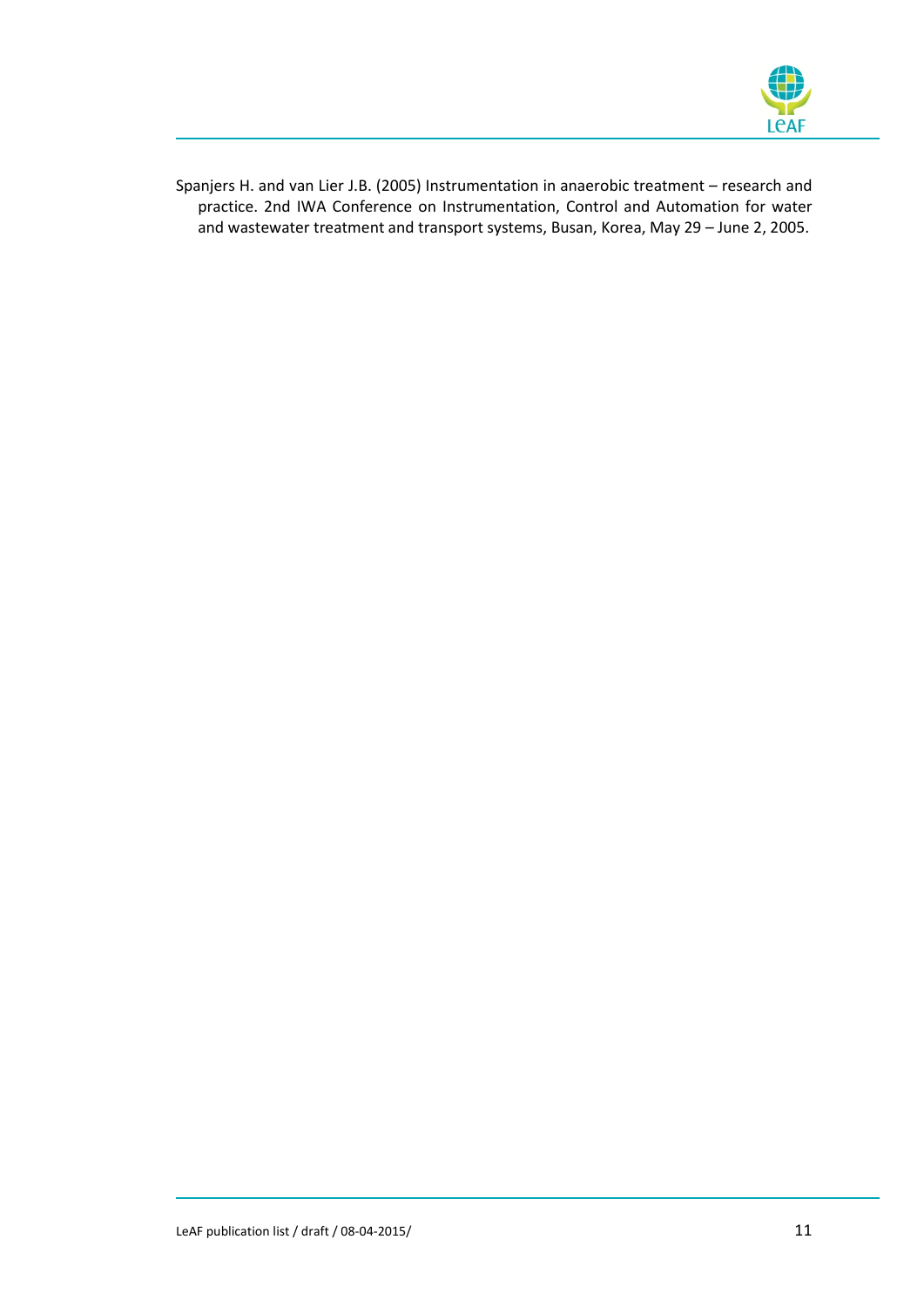Spanjers H. and van Lier J.B. (2005) Instrumentation in anaerobic treatment – research and practice. 2nd IWA Conference on Instrumentation, Control and Automation for water and wastewater treatment and transport systems, Busan, Korea, May 29 – June 2, 2005.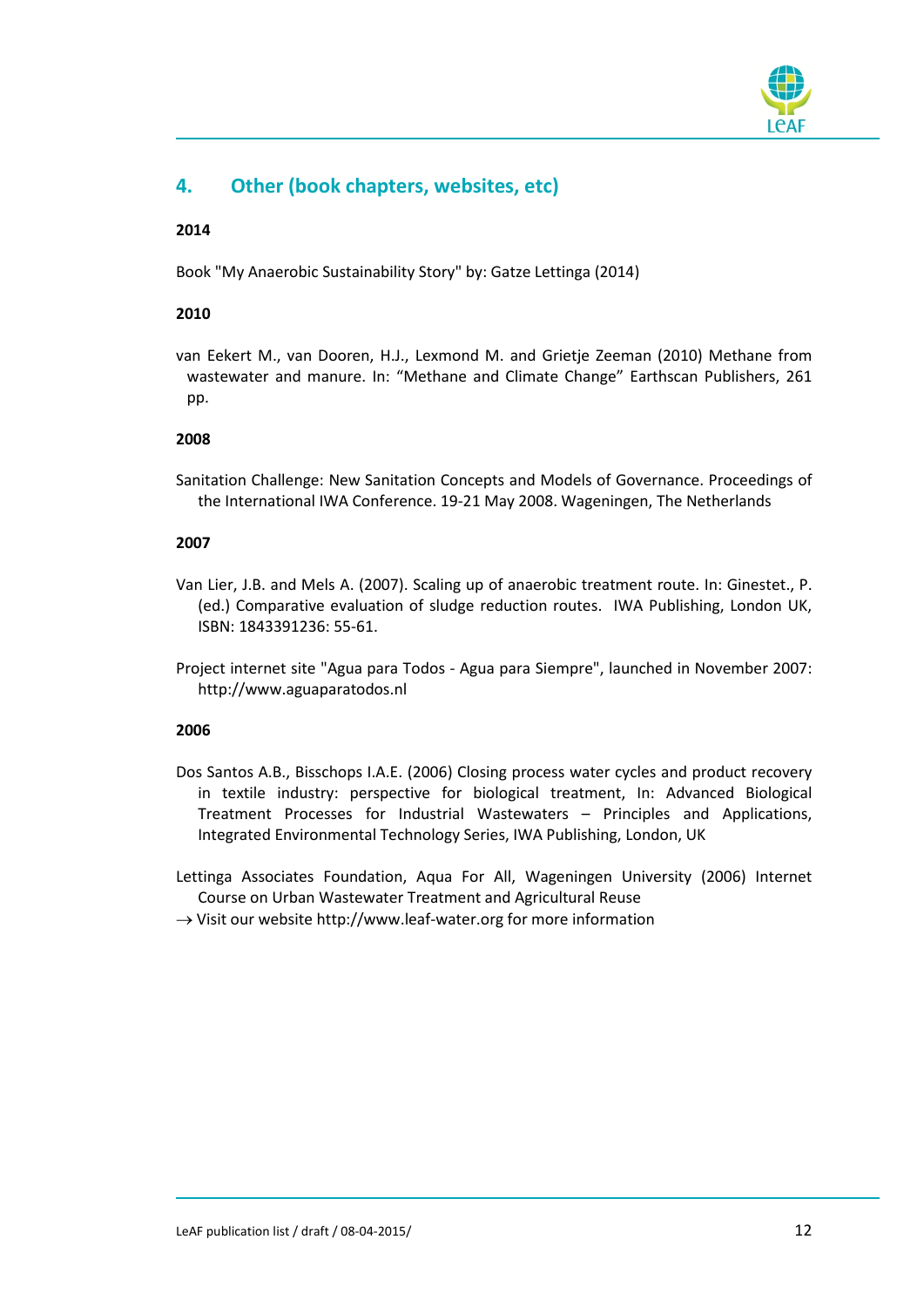## 4. Other (book chapters, websites, etc)

**2014**

Book "My Anaerobic Sustainability Story" by: Gatze Lettinga (2014)

**2010**

van Eekert M., van Dooren, H.J., Lexmond M. and Grietje Zeeman (2010) Methane from wastewater and manure. In: "Methane and Climate Change" Earthscan Publishers, 261 pp.

**2008**

Sanitation Challenge: New Sanitation Concepts and Models of Governance. Proceedings of the International IWA Conference. 19-21 May 2008. Wageningen, The Netherlands

**2007**

Van Lier, J.B. and Mels A. (2007). Scaling up of anaerobic treatment route. In: Ginestet., P. (ed.) Comparative evaluation of sludge reduction routes. IWA Publishing, London UK, ISBN: 1843391236: 55-61.

Project internet site "Agua para Todos - Agua para Siempre", launched in November 2007: http://www.aguaparatodos.nl

**2006**

Dos Santos A.B., Bisschops I.A.E. (2006) Closing process water cycles and product recovery in textile industry: perspective for biological treatment, In: Advanced Biological Treatment Processes for Industrial Wastewaters – Principles and Applications, Integrated Environmental Technology Series, IWA Publishing, London, UK

Lettinga Associates Foundation, Aqua For All, Wageningen University (2006) Internet Course on Urban Wastewater Treatment and Agricultural Reuse
→ Visit our website http://www.leaf-water.org for more information